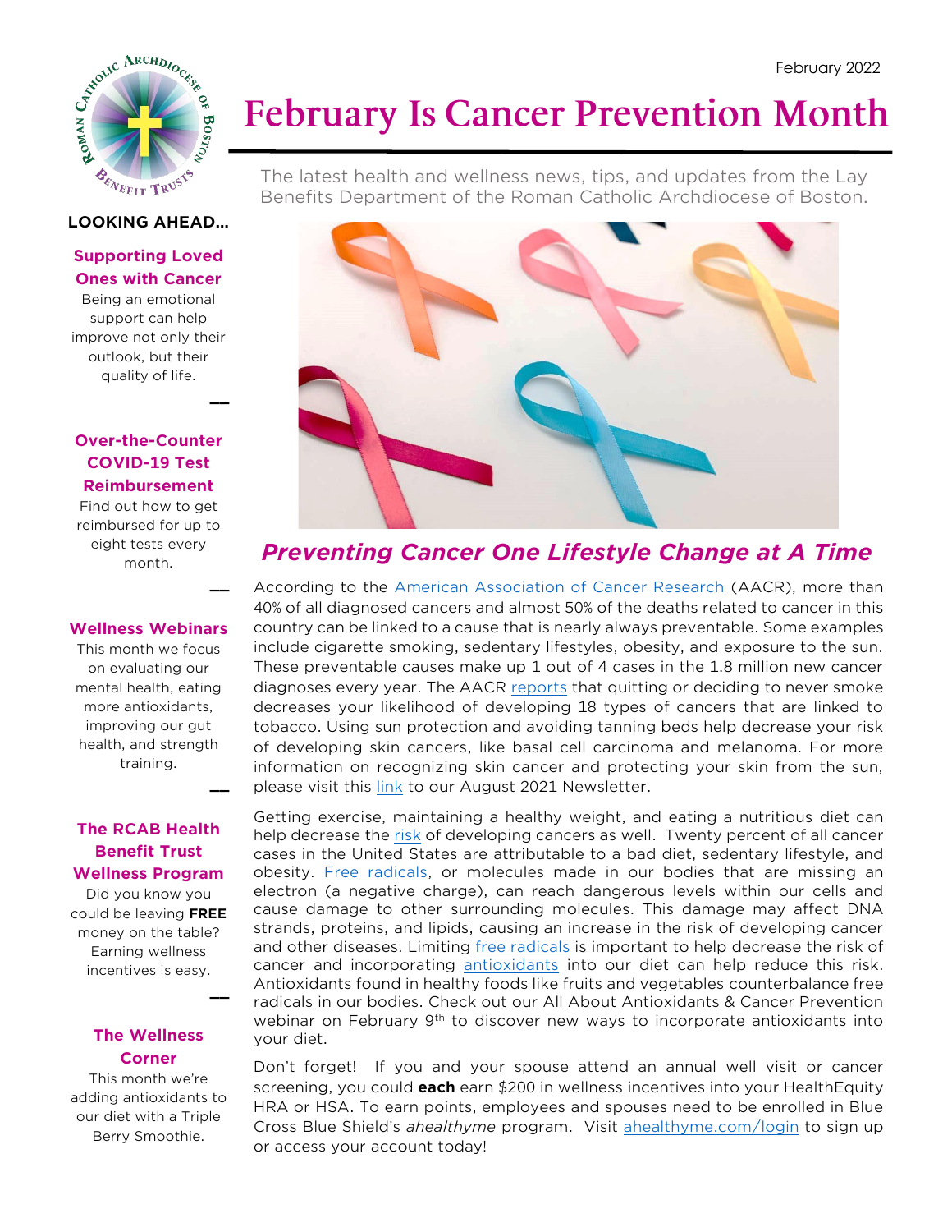February 2022

# February Is Cancer Prevention Month

The latest health and wellness news, tips, and updates from the Lay Benefits Department of the Roman Catholic Archdiocese of Boston.

## *Preventing Cancer One Lifestyle Change at A Time*

According to the American Association of Cancer Research (AACR), more than 40% of all diagnosed cancers and almost 50% of the deaths related to cancer in this country can be linked to a cause that is nearly always preventable. Some examples include cigarette smoking, sedentary lifestyles, obesity, and exposure to the sun. These preventable causes make up 1 out of 4 cases in the 1.8 million new cancer diagnoses every year. The AACR reports that quitting or deciding to never smoke decreases your likelihood of developing 18 types of cancers that are linked to tobacco. Using sun protection and avoiding tanning beds help decrease your risk of developing skin cancers, like basal cell carcinoma and melanoma. For more information on recognizing skin cancer and protecting your skin from the sun, please visit this link to our August 2021 Newsletter.

Getting exercise, maintaining a healthy weight, and eating a nutritious diet can help decrease the risk of developing cancers as well. Twenty percent of all cancer cases in the United States are attributable to a bad diet, sedentary lifestyle, and obesity. Free radicals, or molecules made in our bodies that are missing an electron (a negative charge), can reach dangerous levels within our cells and cause damage to other surrounding molecules. This damage may affect DNA strands, proteins, and lipids, causing an increase in the risk of developing cancer and other diseases. Limiting free radicals is important to help decrease the risk of cancer and incorporating antioxidants into our diet can help reduce this risk. Antioxidants found in healthy foods like fruits and vegetables counterbalance free radicals in our bodies. Check out our All About Antioxidants & Cancer Prevention webinar on February 9th to discover new ways to incorporate antioxidants into your diet.

Don't forget! If you and your spouse attend an annual well visit or cancer screening, you could **each** earn $200 in wellness incentives into your HealthEquity HRA or HSA. To earn points, employees and spouses need to be enrolled in Blue Cross Blue Shield's *ahealthyme* program. Visit ahealthyme.com/login to sign up or access your account today!

**LOOKING AHEAD…**

**Supporting Loved Ones with Cancer**
Being an emotional support can help improve not only their outlook, but their quality of life.

**Over-the-Counter COVID-19 Test Reimbursement**
Find out how to get reimbursed for up to eight tests every month.

**Wellness Webinars**
This month we focus on evaluating our mental health, eating more antioxidants, improving our gut health, and strength training.

**The RCAB Health Benefit Trust Wellness Program**
Did you know you could be leaving **FREE** money on the table? Earning wellness incentives is easy.

**The Wellness Corner**
This month we're adding antioxidants to our diet with a Triple Berry Smoothie.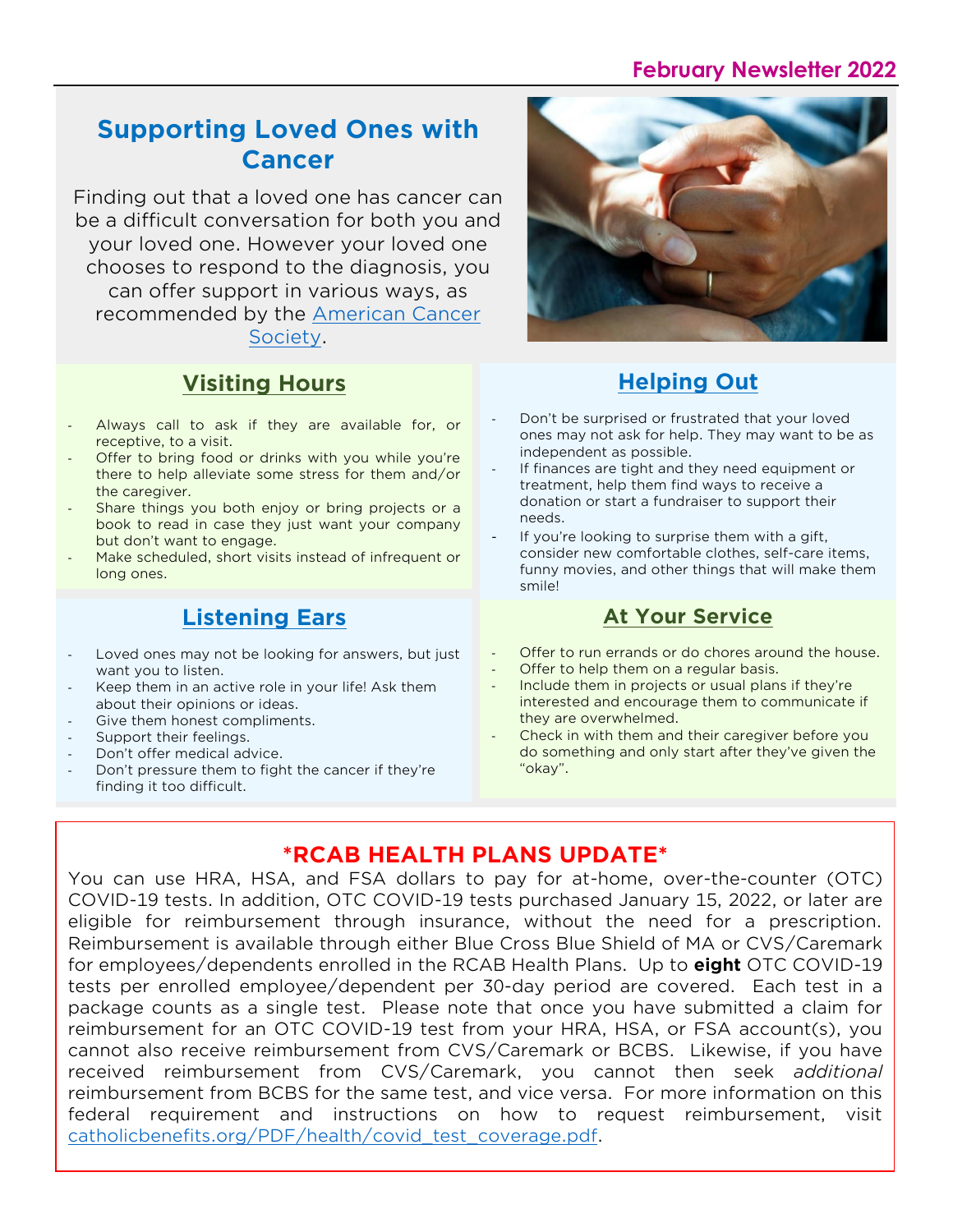February Newsletter 2022

# Supporting Loved Ones with Cancer

Finding out that a loved one has cancer can be a difficult conversation for both you and your loved one. However your loved one chooses to respond to the diagnosis, you can offer support in various ways, as recommended by the [American Cancer Society](American Cancer Society).

## Visiting Hours

- Always call to ask if they are available for, or receptive, to a visit.
- Offer to bring food or drinks with you while you're there to help alleviate some stress for them and/or the caregiver.
- Share things you both enjoy or bring projects or a book to read in case they just want your company but don't want to engage.
- Make scheduled, short visits instead of infrequent or long ones.

## Helping Out

- Don't be surprised or frustrated that your loved ones may not ask for help. They may want to be as independent as possible.
- If finances are tight and they need equipment or treatment, help them find ways to receive a donation or start a fundraiser to support their needs.
- If you're looking to surprise them with a gift, consider new comfortable clothes, self-care items, funny movies, and other things that will make them smile!

## Listening Ears

- Loved ones may not be looking for answers, but just want you to listen.
- Keep them in an active role in your life! Ask them about their opinions or ideas.
- Give them honest compliments.
- Support their feelings.
- Don't offer medical advice.
- Don't pressure them to fight the cancer if they're finding it too difficult.

## At Your Service

- Offer to run errands or do chores around the house.
- Offer to help them on a regular basis.
- Include them in projects or usual plans if they're interested and encourage them to communicate if they are overwhelmed.
- Check in with them and their caregiver before you do something and only start after they've given the "okay".

## *RCAB HEALTH PLANS UPDATE*

You can use HRA, HSA, and FSA dollars to pay for at-home, over-the-counter (OTC) COVID-19 tests. In addition, OTC COVID-19 tests purchased January 15, 2022, or later are eligible for reimbursement through insurance, without the need for a prescription. Reimbursement is available through either Blue Cross Blue Shield of MA or CVS/Caremark for employees/dependents enrolled in the RCAB Health Plans. Up to **eight** OTC COVID-19 tests per enrolled employee/dependent per 30-day period are covered. Each test in a package counts as a single test. Please note that once you have submitted a claim for reimbursement for an OTC COVID-19 test from your HRA, HSA, or FSA account(s), you cannot also receive reimbursement from CVS/Caremark or BCBS. Likewise, if you have received reimbursement from CVS/Caremark, you cannot then seek *additional* reimbursement from BCBS for the same test, and vice versa. For more information on this federal requirement and instructions on how to request reimbursement, visit [catholicbenefits.org/PDF/health/covid_test_coverage.pdf](catholicbenefits.org/PDF/health/covid_test_coverage.pdf).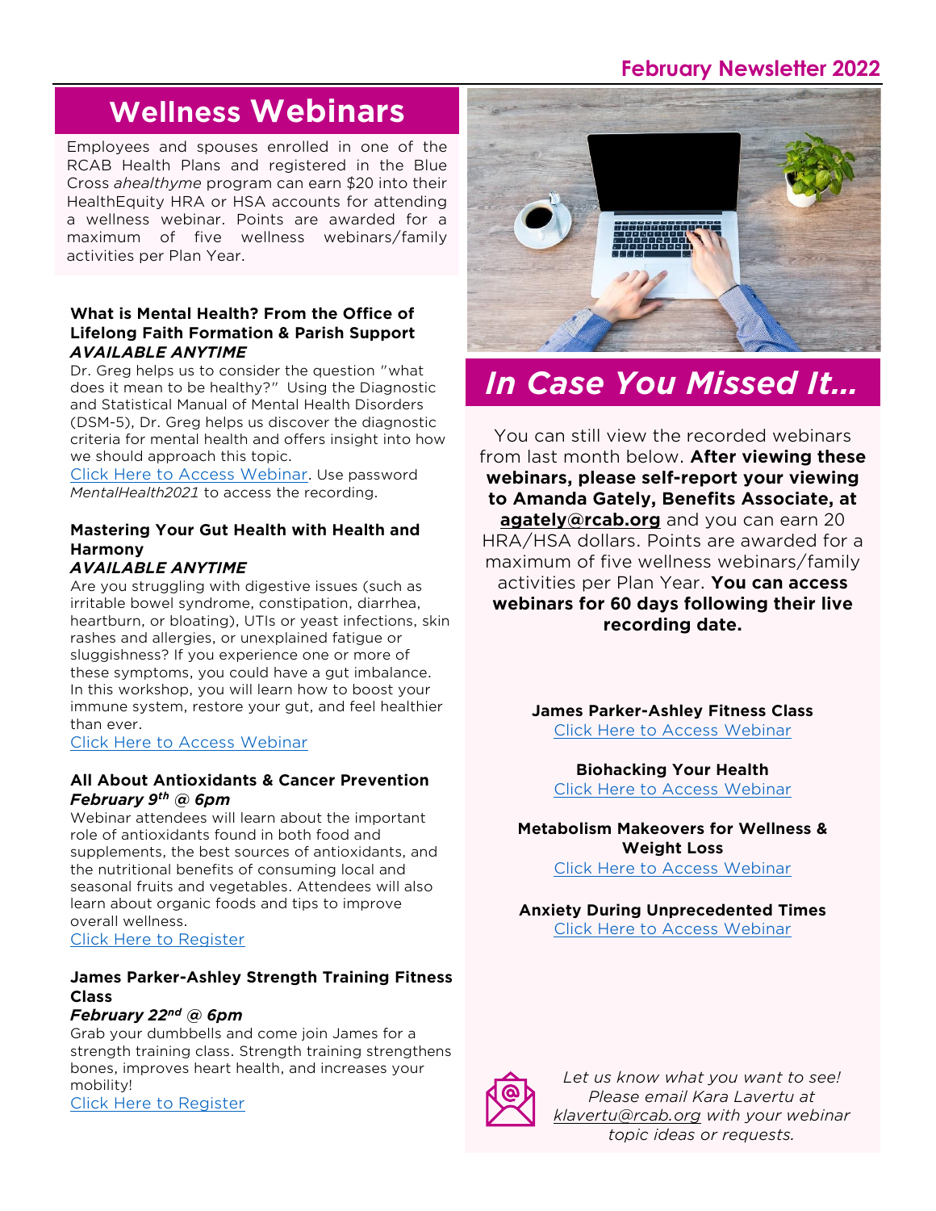# Wellness Webinars

Employees and spouses enrolled in one of the RCAB Health Plans and registered in the Blue Cross *ahealthyme* program can earn $20 into their HealthEquity HRA or HSA accounts for attending a wellness webinar. Points are awarded for a maximum of five wellness webinars/family activities per Plan Year.

**What is Mental Health? From the Office of Lifelong Faith Formation & Parish Support**
***AVAILABLE ANYTIME***

Dr. Greg helps us to consider the question "what does it mean to be healthy?" Using the Diagnostic and Statistical Manual of Mental Health Disorders (DSM-5), Dr. Greg helps us discover the diagnostic criteria for mental health and offers insight into how we should approach this topic.

Click Here to Access Webinar. Use password *MentalHealth2021* to access the recording.

**Mastering Your Gut Health with Health and Harmony**
***AVAILABLE ANYTIME***

Are you struggling with digestive issues (such as irritable bowel syndrome, constipation, diarrhea, heartburn, or bloating), UTIs or yeast infections, skin rashes and allergies, or unexplained fatigue or sluggishness? If you experience one or more of these symptoms, you could have a gut imbalance. In this workshop, you will learn how to boost your immune system, restore your gut, and feel healthier than ever.

Click Here to Access Webinar

**All About Antioxidants & Cancer Prevention**
***February 9th @ 6pm***

Webinar attendees will learn about the important role of antioxidants found in both food and supplements, the best sources of antioxidants, and the nutritional benefits of consuming local and seasonal fruits and vegetables. Attendees will also learn about organic foods and tips to improve overall wellness.

Click Here to Register

**James Parker-Ashley Strength Training Fitness Class**
***February 22nd @ 6pm***

Grab your dumbbells and come join James for a strength training class. Strength training strengthens bones, improves heart health, and increases your mobility!

Click Here to Register

# *In Case You Missed It…*

You can still view the recorded webinars from last month below. **After viewing these webinars, please self-report your viewing to Amanda Gately, Benefits Associate, at agately@rcab.org** and you can earn 20 HRA/HSA dollars. Points are awarded for a maximum of five wellness webinars/family activities per Plan Year. **You can access webinars for 60 days following their live recording date.**

**James Parker-Ashley Fitness Class**
Click Here to Access Webinar

**Biohacking Your Health**
Click Here to Access Webinar

**Metabolism Makeovers for Wellness & Weight Loss**
Click Here to Access Webinar

**Anxiety During Unprecedented Times**
Click Here to Access Webinar

*Let us know what you want to see! Please email Kara Lavertu at klavertu@rcab.org with your webinar topic ideas or requests.*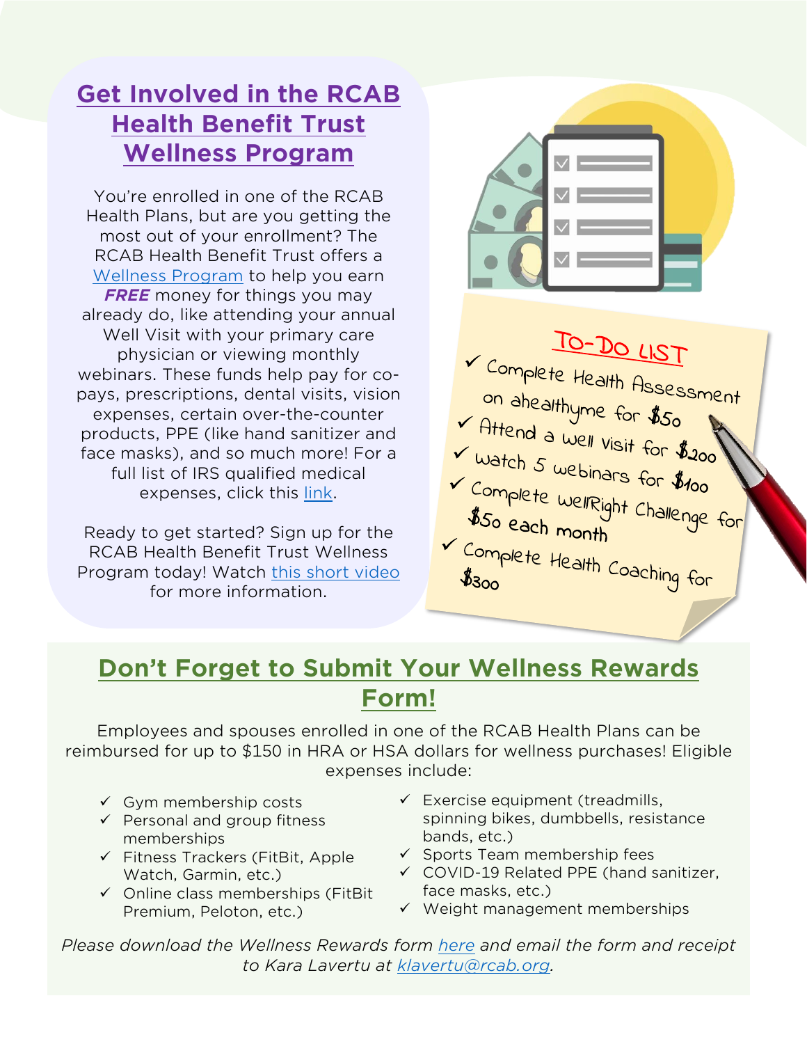## Get Involved in the RCAB Health Benefit Trust Wellness Program

You're enrolled in one of the RCAB Health Plans, but are you getting the most out of your enrollment? The RCAB Health Benefit Trust offers a Wellness Program to help you earn ***FREE*** money for things you may already do, like attending your annual Well Visit with your primary care physician or viewing monthly webinars. These funds help pay for co-pays, prescriptions, dental visits, vision expenses, certain over-the-counter products, PPE (like hand sanitizer and face masks), and so much more! For a full list of IRS qualified medical expenses, click this link.

Ready to get started? Sign up for the RCAB Health Benefit Trust Wellness Program today! Watch this short video for more information.

### To-Do List

- ✓ Complete Health Assessment on ahealthyme for $50
- ✓ Attend a well visit for $200
- ✓ Watch 5 webinars for $100
- ✓ Complete WellRight Challenge for $50 each month
- ✓ Complete Health Coaching for $300

## Don't Forget to Submit Your Wellness Rewards Form!

Employees and spouses enrolled in one of the RCAB Health Plans can be reimbursed for up to $150 in HRA or HSA dollars for wellness purchases! Eligible expenses include:

- ✓ Gym membership costs
- ✓ Personal and group fitness memberships
- ✓ Fitness Trackers (FitBit, Apple Watch, Garmin, etc.)
- ✓ Online class memberships (FitBit Premium, Peloton, etc.)
- ✓ Exercise equipment (treadmills, spinning bikes, dumbbells, resistance bands, etc.)
- ✓ Sports Team membership fees
- ✓ COVID-19 Related PPE (hand sanitizer, face masks, etc.)
- ✓ Weight management memberships

*Please download the Wellness Rewards form here and email the form and receipt to Kara Lavertu at klavertu@rcab.org.*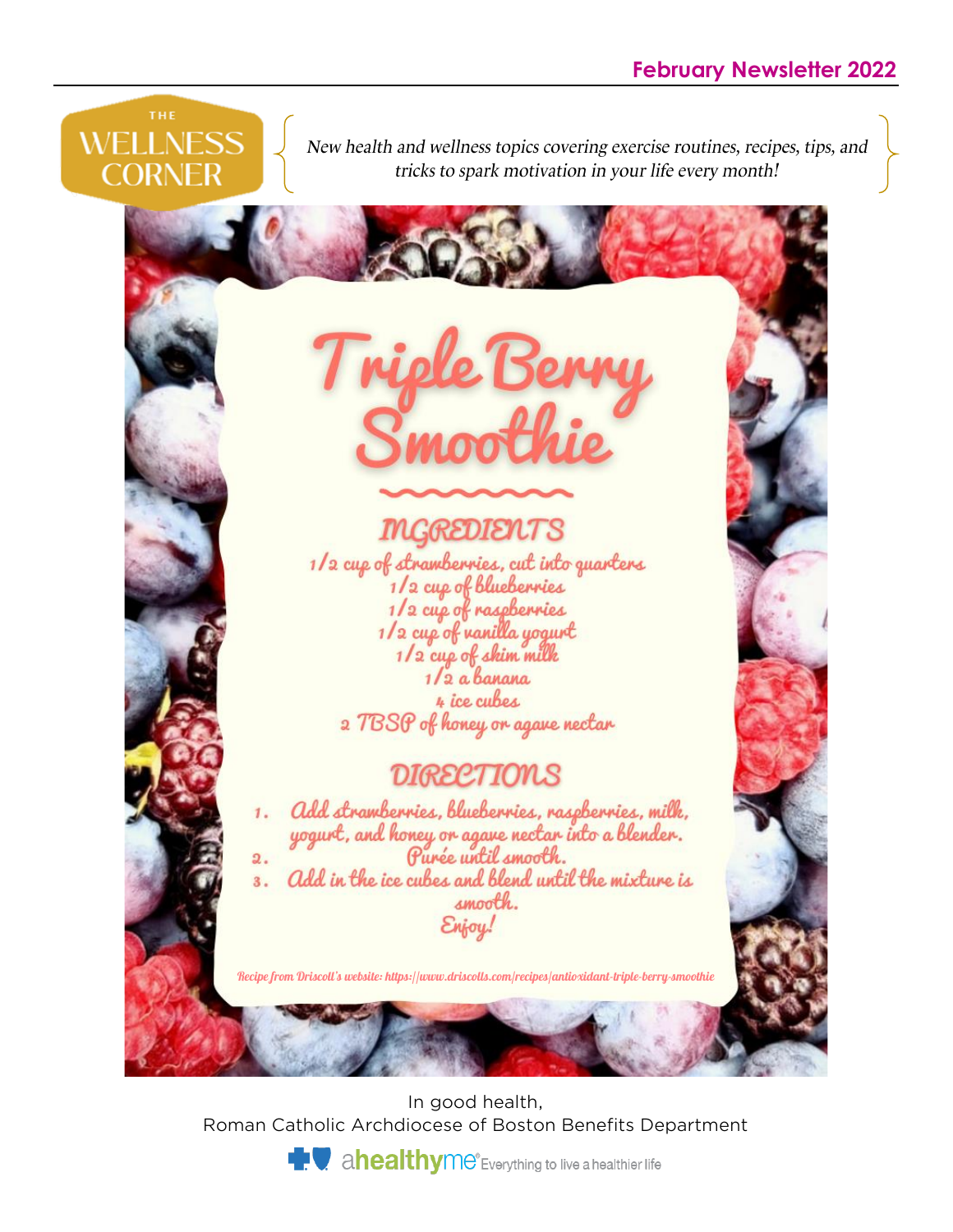# February Newsletter 2022

**THE WELLNESS CORNER**

*New health and wellness topics covering exercise routines, recipes, tips, and tricks to spark motivation in your life every month!*

# Triple Berry Smoothie

## INGREDIENTS

1/2 cup of strawberries, cut into quarters
1/2 cup of blueberries
1/2 cup of raspberries
1/2 cup of vanilla yogurt
1/2 cup of skim milk
1/2 a banana
4 ice cubes
2 TBSP of honey or agave nectar

## DIRECTIONS

1. Add strawberries, blueberries, raspberries, milk, yogurt, and honey or agave nectar into a blender.
2. Purée until smooth.
3. Add in the ice cubes and blend until the mixture is smooth.

Enjoy!

*Recipe from Driscoll's website: https://www.driscolls.com/recipes/antioxidant-triple-berry-smoothie*

In good health,
Roman Catholic Archdiocese of Boston Benefits Department

ahealthyme® Everything to live a healthier life